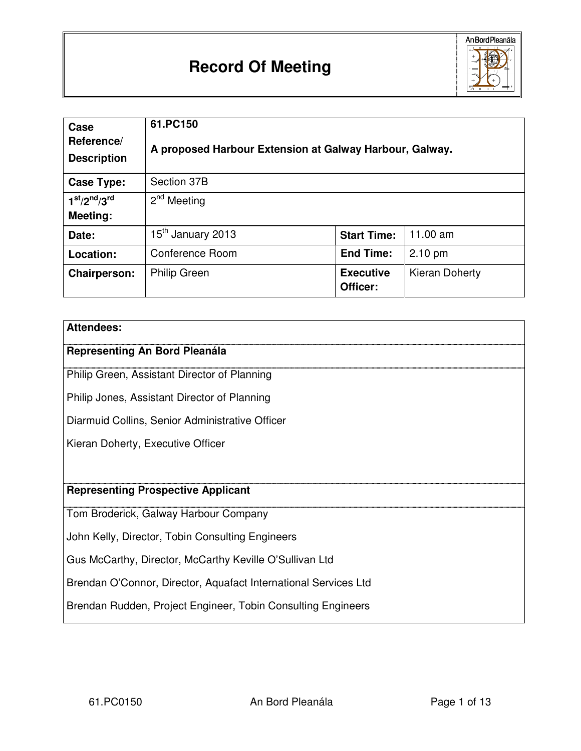# Record Of Meeting

| Case Reference/ Description | 61.PC150<br><br>**A proposed Harbour Extension at Galway Harbour, Galway.** | | |
|---|---|---|---|
| **Case Type:** | Section 37B | | |
| **1st/2nd/3rd Meeting:** | 2nd Meeting | | |
| **Date:** | 15th January 2013 | **Start Time:** | 11.00 am |
| **Location:** | Conference Room | **End Time:** | 2.10 pm |
| **Chairperson:** | Philip Green | **Executive Officer:** | Kieran Doherty |

| **Attendees:** |
|---|
| **Representing An Bord Pleanála** |
| Philip Green, Assistant Director of Planning |
| Philip Jones, Assistant Director of Planning |
| Diarmuid Collins, Senior Administrative Officer |
| Kieran Doherty, Executive Officer |
| **Representing Prospective Applicant** |
| Tom Broderick, Galway Harbour Company |
| John Kelly, Director, Tobin Consulting Engineers |
| Gus McCarthy, Director, McCarthy Keville O'Sullivan Ltd |
| Brendan O'Connor, Director, Aquafact International Services Ltd |
| Brendan Rudden, Project Engineer, Tobin Consulting Engineers |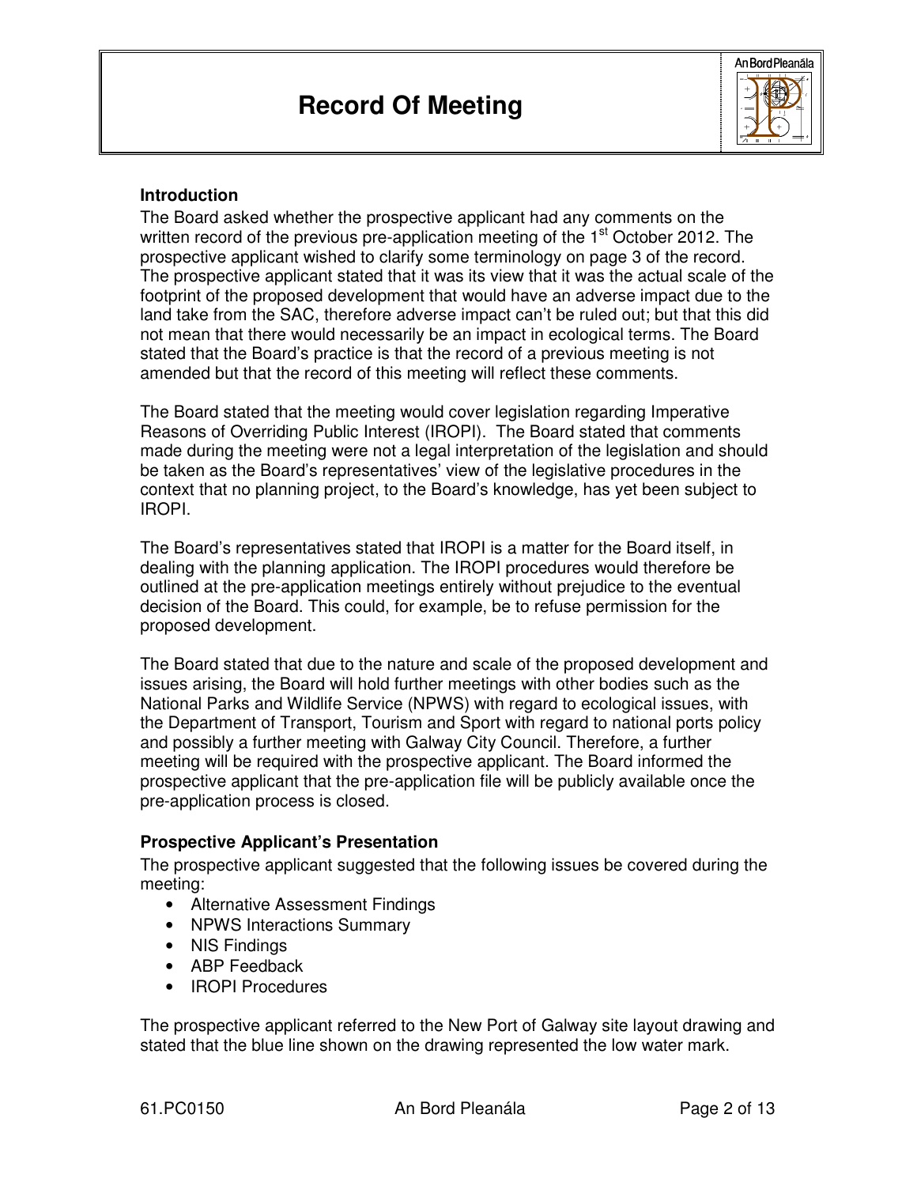## Introduction

The Board asked whether the prospective applicant had any comments on the written record of the previous pre-application meeting of the 1st October 2012. The prospective applicant wished to clarify some terminology on page 3 of the record. The prospective applicant stated that it was its view that it was the actual scale of the footprint of the proposed development that would have an adverse impact due to the land take from the SAC, therefore adverse impact can't be ruled out; but that this did not mean that there would necessarily be an impact in ecological terms. The Board stated that the Board's practice is that the record of a previous meeting is not amended but that the record of this meeting will reflect these comments.

The Board stated that the meeting would cover legislation regarding Imperative Reasons of Overriding Public Interest (IROPI). The Board stated that comments made during the meeting were not a legal interpretation of the legislation and should be taken as the Board's representatives' view of the legislative procedures in the context that no planning project, to the Board's knowledge, has yet been subject to IROPI.

The Board's representatives stated that IROPI is a matter for the Board itself, in dealing with the planning application. The IROPI procedures would therefore be outlined at the pre-application meetings entirely without prejudice to the eventual decision of the Board. This could, for example, be to refuse permission for the proposed development.

The Board stated that due to the nature and scale of the proposed development and issues arising, the Board will hold further meetings with other bodies such as the National Parks and Wildlife Service (NPWS) with regard to ecological issues, with the Department of Transport, Tourism and Sport with regard to national ports policy and possibly a further meeting with Galway City Council. Therefore, a further meeting will be required with the prospective applicant. The Board informed the prospective applicant that the pre-application file will be publicly available once the pre-application process is closed.

## Prospective Applicant's Presentation

The prospective applicant suggested that the following issues be covered during the meeting:

- Alternative Assessment Findings
- NPWS Interactions Summary
- NIS Findings
- ABP Feedback
- IROPI Procedures

The prospective applicant referred to the New Port of Galway site layout drawing and stated that the blue line shown on the drawing represented the low water mark.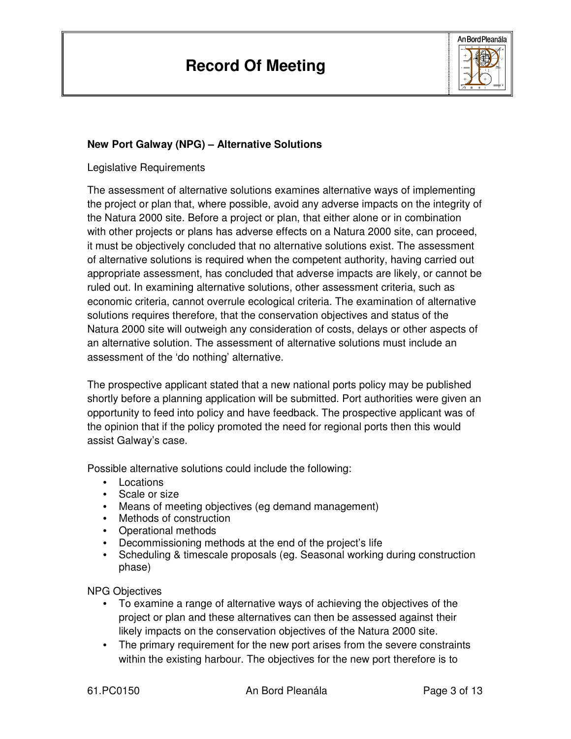**New Port Galway (NPG) – Alternative Solutions**

Legislative Requirements

The assessment of alternative solutions examines alternative ways of implementing the project or plan that, where possible, avoid any adverse impacts on the integrity of the Natura 2000 site. Before a project or plan, that either alone or in combination with other projects or plans has adverse effects on a Natura 2000 site, can proceed, it must be objectively concluded that no alternative solutions exist. The assessment of alternative solutions is required when the competent authority, having carried out appropriate assessment, has concluded that adverse impacts are likely, or cannot be ruled out. In examining alternative solutions, other assessment criteria, such as economic criteria, cannot overrule ecological criteria. The examination of alternative solutions requires therefore, that the conservation objectives and status of the Natura 2000 site will outweigh any consideration of costs, delays or other aspects of an alternative solution. The assessment of alternative solutions must include an assessment of the 'do nothing' alternative.

The prospective applicant stated that a new national ports policy may be published shortly before a planning application will be submitted. Port authorities were given an opportunity to feed into policy and have feedback. The prospective applicant was of the opinion that if the policy promoted the need for regional ports then this would assist Galway's case.

Possible alternative solutions could include the following:

- Locations
- Scale or size
- Means of meeting objectives (eg demand management)
- Methods of construction
- Operational methods
- Decommissioning methods at the end of the project's life
- Scheduling & timescale proposals (eg. Seasonal working during construction phase)

NPG Objectives

- To examine a range of alternative ways of achieving the objectives of the project or plan and these alternatives can then be assessed against their likely impacts on the conservation objectives of the Natura 2000 site.
- The primary requirement for the new port arises from the severe constraints within the existing harbour. The objectives for the new port therefore is to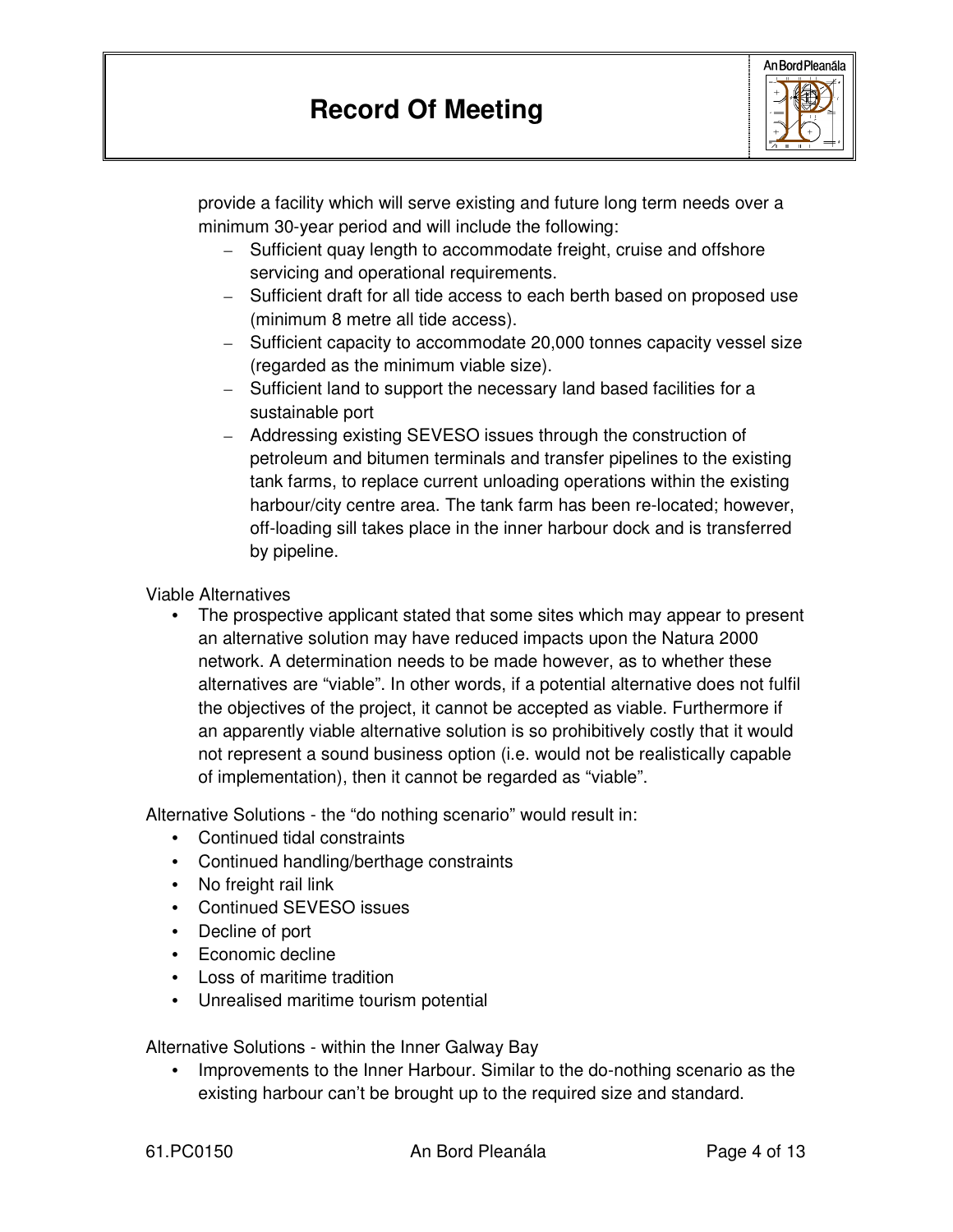provide a facility which will serve existing and future long term needs over a minimum 30-year period and will include the following:

- Sufficient quay length to accommodate freight, cruise and offshore servicing and operational requirements.
- Sufficient draft for all tide access to each berth based on proposed use (minimum 8 metre all tide access).
- Sufficient capacity to accommodate 20,000 tonnes capacity vessel size (regarded as the minimum viable size).
- Sufficient land to support the necessary land based facilities for a sustainable port
- Addressing existing SEVESO issues through the construction of petroleum and bitumen terminals and transfer pipelines to the existing tank farms, to replace current unloading operations within the existing harbour/city centre area. The tank farm has been re-located; however, off-loading sill takes place in the inner harbour dock and is transferred by pipeline.

Viable Alternatives

- The prospective applicant stated that some sites which may appear to present an alternative solution may have reduced impacts upon the Natura 2000 network. A determination needs to be made however, as to whether these alternatives are "viable". In other words, if a potential alternative does not fulfil the objectives of the project, it cannot be accepted as viable. Furthermore if an apparently viable alternative solution is so prohibitively costly that it would not represent a sound business option (i.e. would not be realistically capable of implementation), then it cannot be regarded as "viable".

Alternative Solutions - the "do nothing scenario" would result in:

- Continued tidal constraints
- Continued handling/berthage constraints
- No freight rail link
- Continued SEVESO issues
- Decline of port
- Economic decline
- Loss of maritime tradition
- Unrealised maritime tourism potential

Alternative Solutions - within the Inner Galway Bay

- Improvements to the Inner Harbour. Similar to the do-nothing scenario as the existing harbour can't be brought up to the required size and standard.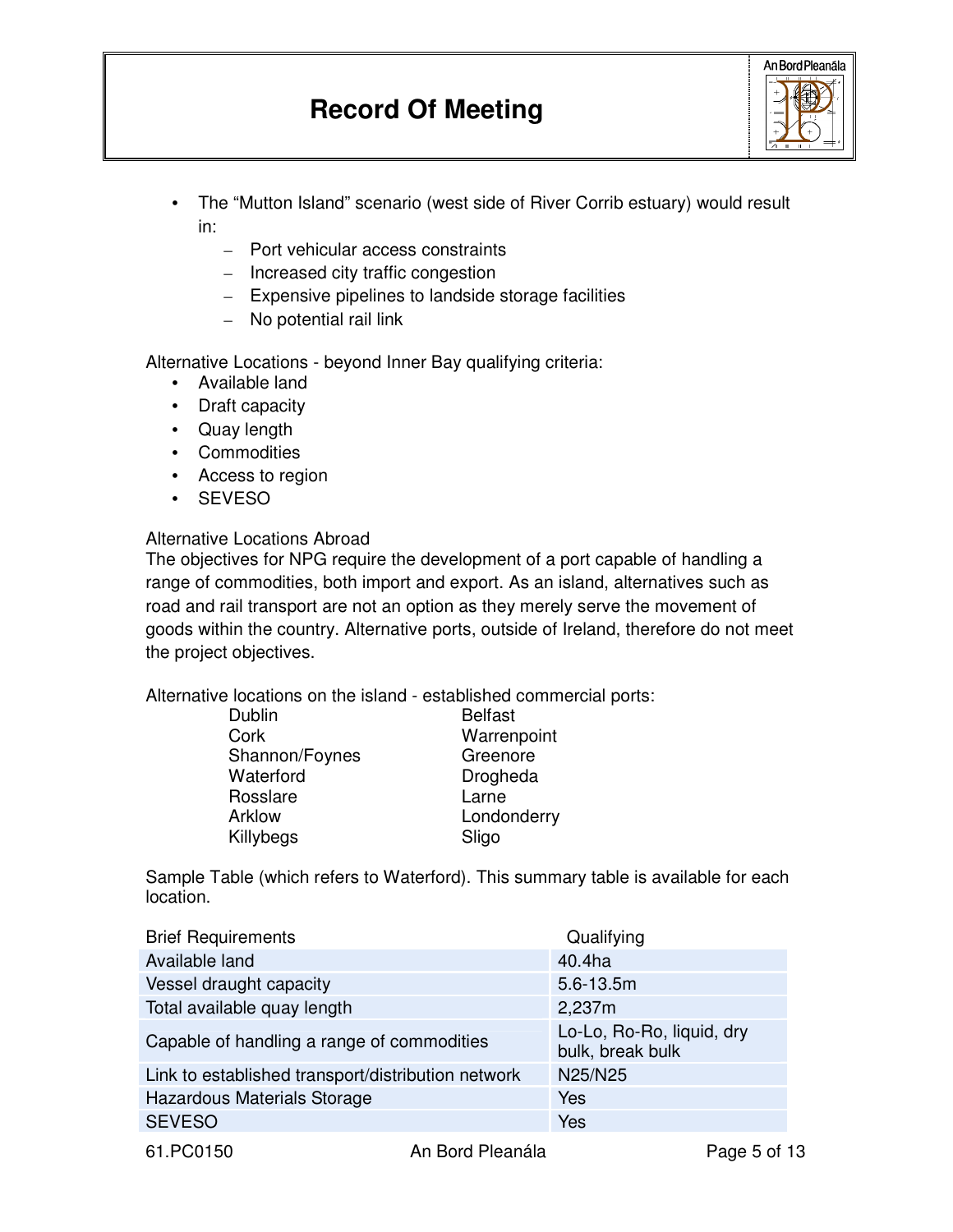- The “Mutton Island” scenario (west side of River Corrib estuary) would result in:
  - Port vehicular access constraints
  - Increased city traffic congestion
  - Expensive pipelines to landside storage facilities
  - No potential rail link

Alternative Locations - beyond Inner Bay qualifying criteria:

- Available land
- Draft capacity
- Quay length
- Commodities
- Access to region
- SEVESO

Alternative Locations Abroad

The objectives for NPG require the development of a port capable of handling a range of commodities, both import and export. As an island, alternatives such as road and rail transport are not an option as they merely serve the movement of goods within the country. Alternative ports, outside of Ireland, therefore do not meet the project objectives.

Alternative locations on the island - established commercial ports:

| | |
|---|---|
| Dublin | Belfast |
| Cork | Warrenpoint |
| Shannon/Foynes | Greenore |
| Waterford | Drogheda |
| Rosslare | Larne |
| Arklow | Londonderry |
| Killybegs | Sligo |

Sample Table (which refers to Waterford). This summary table is available for each location.

| Brief Requirements | Qualifying |
|---|---|
| Available land | 40.4ha |
| Vessel draught capacity | 5.6-13.5m |
| Total available quay length | 2,237m |
| Capable of handling a range of commodities | Lo-Lo, Ro-Ro, liquid, dry bulk, break bulk |
| Link to established transport/distribution network | N25/N25 |
| Hazardous Materials Storage | Yes |
| SEVESO | Yes |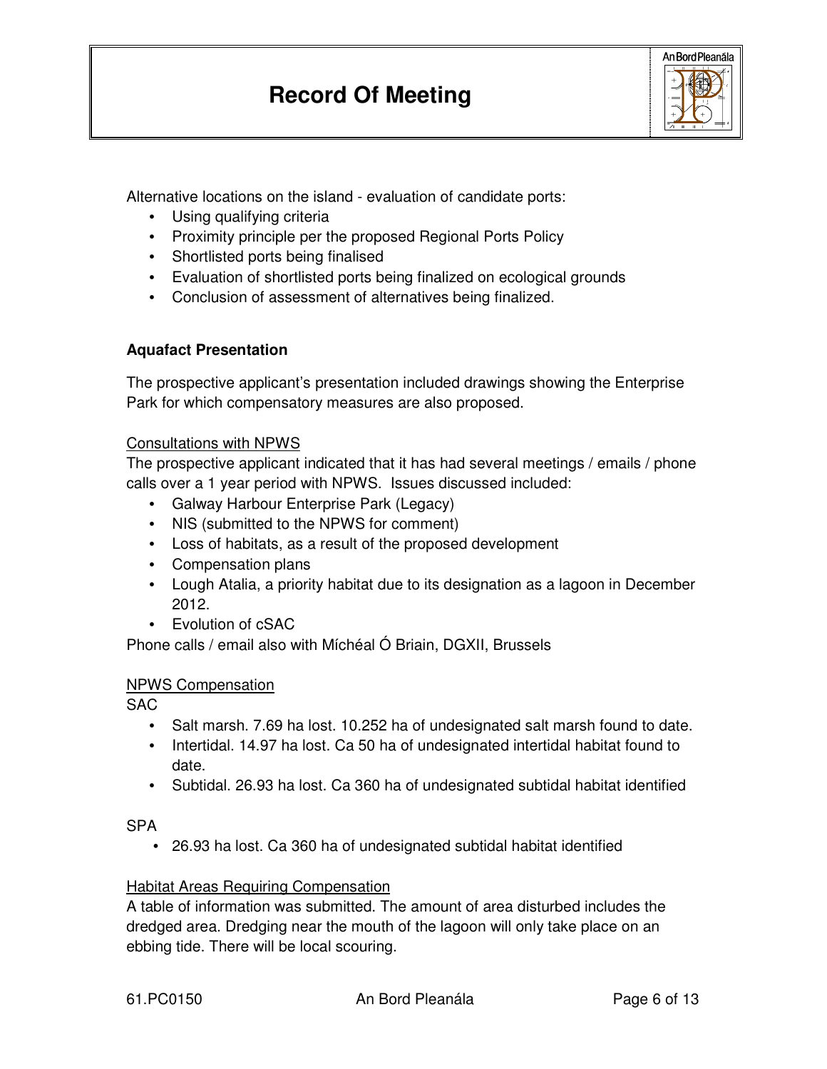Alternative locations on the island - evaluation of candidate ports:

- Using qualifying criteria
- Proximity principle per the proposed Regional Ports Policy
- Shortlisted ports being finalised
- Evaluation of shortlisted ports being finalized on ecological grounds
- Conclusion of assessment of alternatives being finalized.

**Aquafact Presentation**

The prospective applicant's presentation included drawings showing the Enterprise Park for which compensatory measures are also proposed.

Consultations with NPWS

The prospective applicant indicated that it has had several meetings / emails / phone calls over a 1 year period with NPWS. Issues discussed included:

- Galway Harbour Enterprise Park (Legacy)
- NIS (submitted to the NPWS for comment)
- Loss of habitats, as a result of the proposed development
- Compensation plans
- Lough Atalia, a priority habitat due to its designation as a lagoon in December 2012.
- Evolution of cSAC

Phone calls / email also with Míchéal Ó Briain, DGXII, Brussels

NPWS Compensation

SAC

- Salt marsh. 7.69 ha lost. 10.252 ha of undesignated salt marsh found to date.
- Intertidal. 14.97 ha lost. Ca 50 ha of undesignated intertidal habitat found to date.
- Subtidal. 26.93 ha lost. Ca 360 ha of undesignated subtidal habitat identified

SPA

- 26.93 ha lost. Ca 360 ha of undesignated subtidal habitat identified

Habitat Areas Requiring Compensation

A table of information was submitted. The amount of area disturbed includes the dredged area. Dredging near the mouth of the lagoon will only take place on an ebbing tide. There will be local scouring.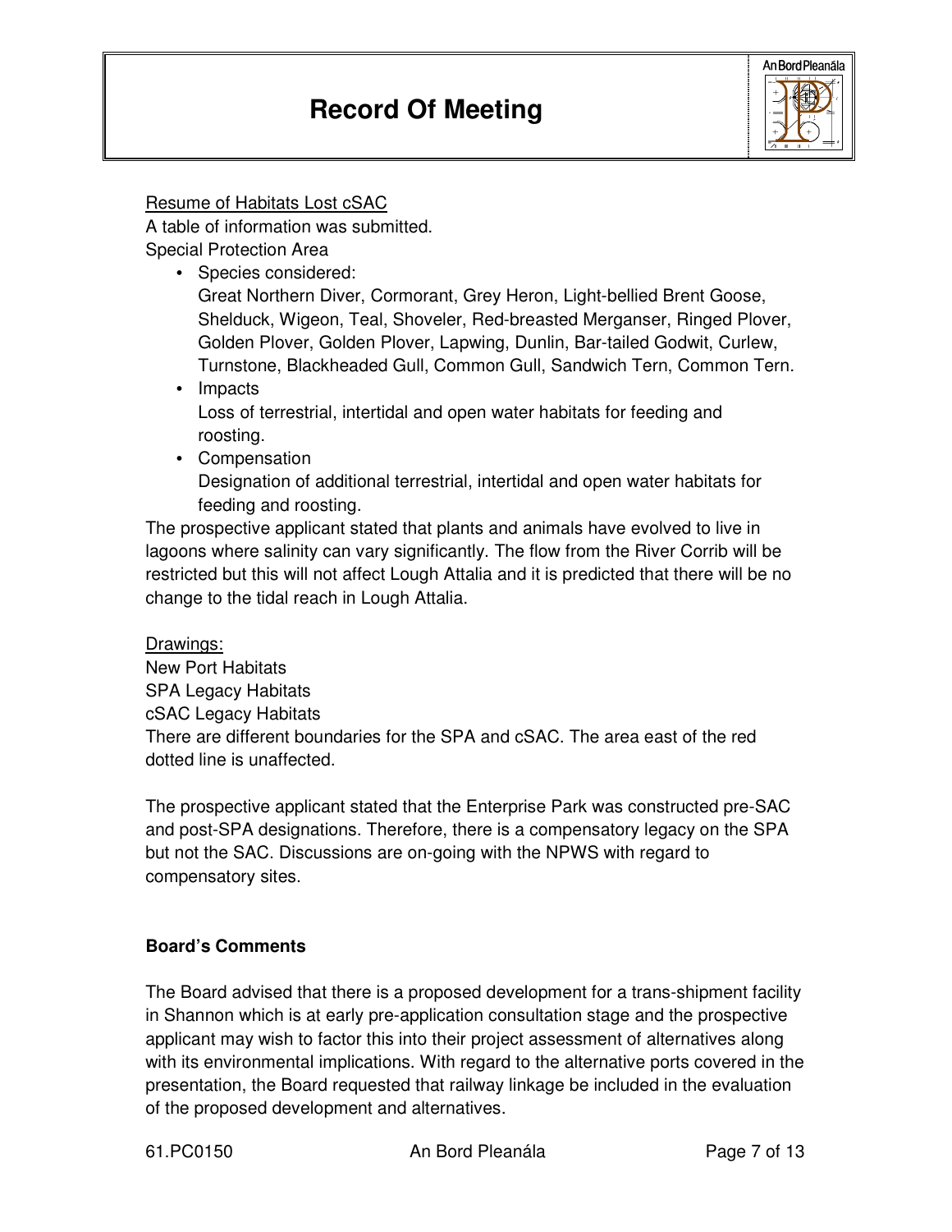Resume of Habitats Lost cSAC

A table of information was submitted.

Special Protection Area

- Species considered:
  Great Northern Diver, Cormorant, Grey Heron, Light-bellied Brent Goose, Shelduck, Wigeon, Teal, Shoveler, Red-breasted Merganser, Ringed Plover, Golden Plover, Golden Plover, Lapwing, Dunlin, Bar-tailed Godwit, Curlew, Turnstone, Blackheaded Gull, Common Gull, Sandwich Tern, Common Tern.
- Impacts
  Loss of terrestrial, intertidal and open water habitats for feeding and roosting.
- Compensation
  Designation of additional terrestrial, intertidal and open water habitats for feeding and roosting.

The prospective applicant stated that plants and animals have evolved to live in lagoons where salinity can vary significantly. The flow from the River Corrib will be restricted but this will not affect Lough Attalia and it is predicted that there will be no change to the tidal reach in Lough Attalia.

Drawings:

New Port Habitats
SPA Legacy Habitats
cSAC Legacy Habitats

There are different boundaries for the SPA and cSAC. The area east of the red dotted line is unaffected.

The prospective applicant stated that the Enterprise Park was constructed pre-SAC and post-SPA designations. Therefore, there is a compensatory legacy on the SPA but not the SAC. Discussions are on-going with the NPWS with regard to compensatory sites.

**Board's Comments**

The Board advised that there is a proposed development for a trans-shipment facility in Shannon which is at early pre-application consultation stage and the prospective applicant may wish to factor this into their project assessment of alternatives along with its environmental implications. With regard to the alternative ports covered in the presentation, the Board requested that railway linkage be included in the evaluation of the proposed development and alternatives.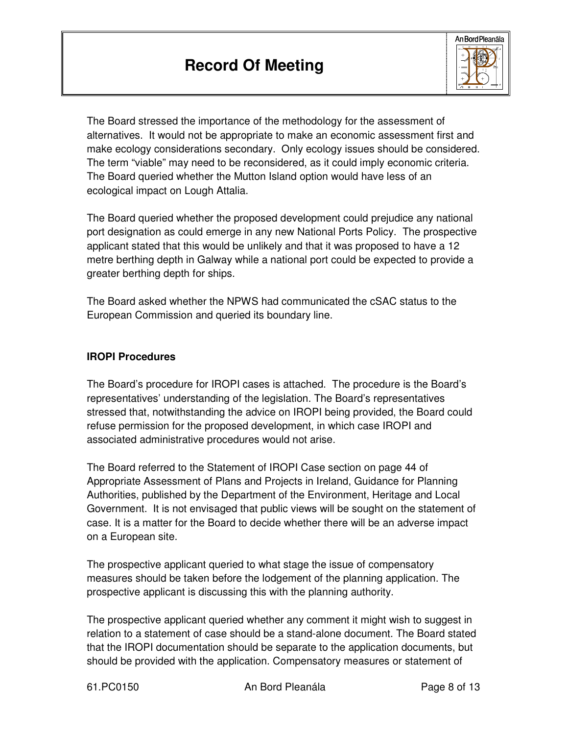The Board stressed the importance of the methodology for the assessment of alternatives. It would not be appropriate to make an economic assessment first and make ecology considerations secondary. Only ecology issues should be considered. The term "viable" may need to be reconsidered, as it could imply economic criteria. The Board queried whether the Mutton Island option would have less of an ecological impact on Lough Attalia.

The Board queried whether the proposed development could prejudice any national port designation as could emerge in any new National Ports Policy. The prospective applicant stated that this would be unlikely and that it was proposed to have a 12 metre berthing depth in Galway while a national port could be expected to provide a greater berthing depth for ships.

The Board asked whether the NPWS had communicated the cSAC status to the European Commission and queried its boundary line.

**IROPI Procedures**

The Board's procedure for IROPI cases is attached. The procedure is the Board's representatives' understanding of the legislation. The Board's representatives stressed that, notwithstanding the advice on IROPI being provided, the Board could refuse permission for the proposed development, in which case IROPI and associated administrative procedures would not arise.

The Board referred to the Statement of IROPI Case section on page 44 of Appropriate Assessment of Plans and Projects in Ireland, Guidance for Planning Authorities, published by the Department of the Environment, Heritage and Local Government. It is not envisaged that public views will be sought on the statement of case. It is a matter for the Board to decide whether there will be an adverse impact on a European site.

The prospective applicant queried to what stage the issue of compensatory measures should be taken before the lodgement of the planning application. The prospective applicant is discussing this with the planning authority.

The prospective applicant queried whether any comment it might wish to suggest in relation to a statement of case should be a stand-alone document. The Board stated that the IROPI documentation should be separate to the application documents, but should be provided with the application. Compensatory measures or statement of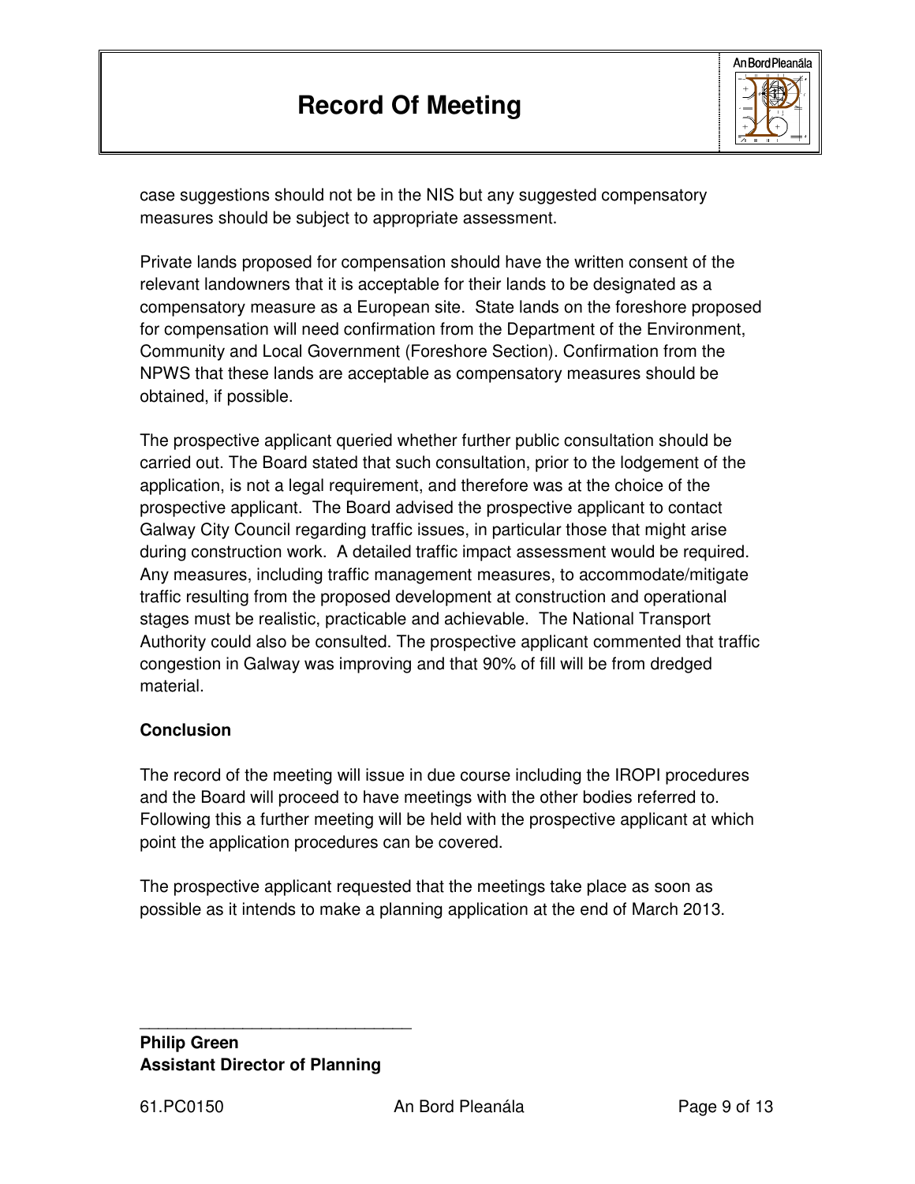case suggestions should not be in the NIS but any suggested compensatory measures should be subject to appropriate assessment.

Private lands proposed for compensation should have the written consent of the relevant landowners that it is acceptable for their lands to be designated as a compensatory measure as a European site. State lands on the foreshore proposed for compensation will need confirmation from the Department of the Environment, Community and Local Government (Foreshore Section). Confirmation from the NPWS that these lands are acceptable as compensatory measures should be obtained, if possible.

The prospective applicant queried whether further public consultation should be carried out. The Board stated that such consultation, prior to the lodgement of the application, is not a legal requirement, and therefore was at the choice of the prospective applicant. The Board advised the prospective applicant to contact Galway City Council regarding traffic issues, in particular those that might arise during construction work. A detailed traffic impact assessment would be required. Any measures, including traffic management measures, to accommodate/mitigate traffic resulting from the proposed development at construction and operational stages must be realistic, practicable and achievable. The National Transport Authority could also be consulted. The prospective applicant commented that traffic congestion in Galway was improving and that 90% of fill will be from dredged material.

**Conclusion**

The record of the meeting will issue in due course including the IROPI procedures and the Board will proceed to have meetings with the other bodies referred to. Following this a further meeting will be held with the prospective applicant at which point the application procedures can be covered.

The prospective applicant requested that the meetings take place as soon as possible as it intends to make a planning application at the end of March 2013.

\_\_\_\_\_\_\_\_\_\_\_\_\_\_\_\_\_\_\_\_\_\_\_\_\_\_\_\_\_\_

**Philip Green**
**Assistant Director of Planning**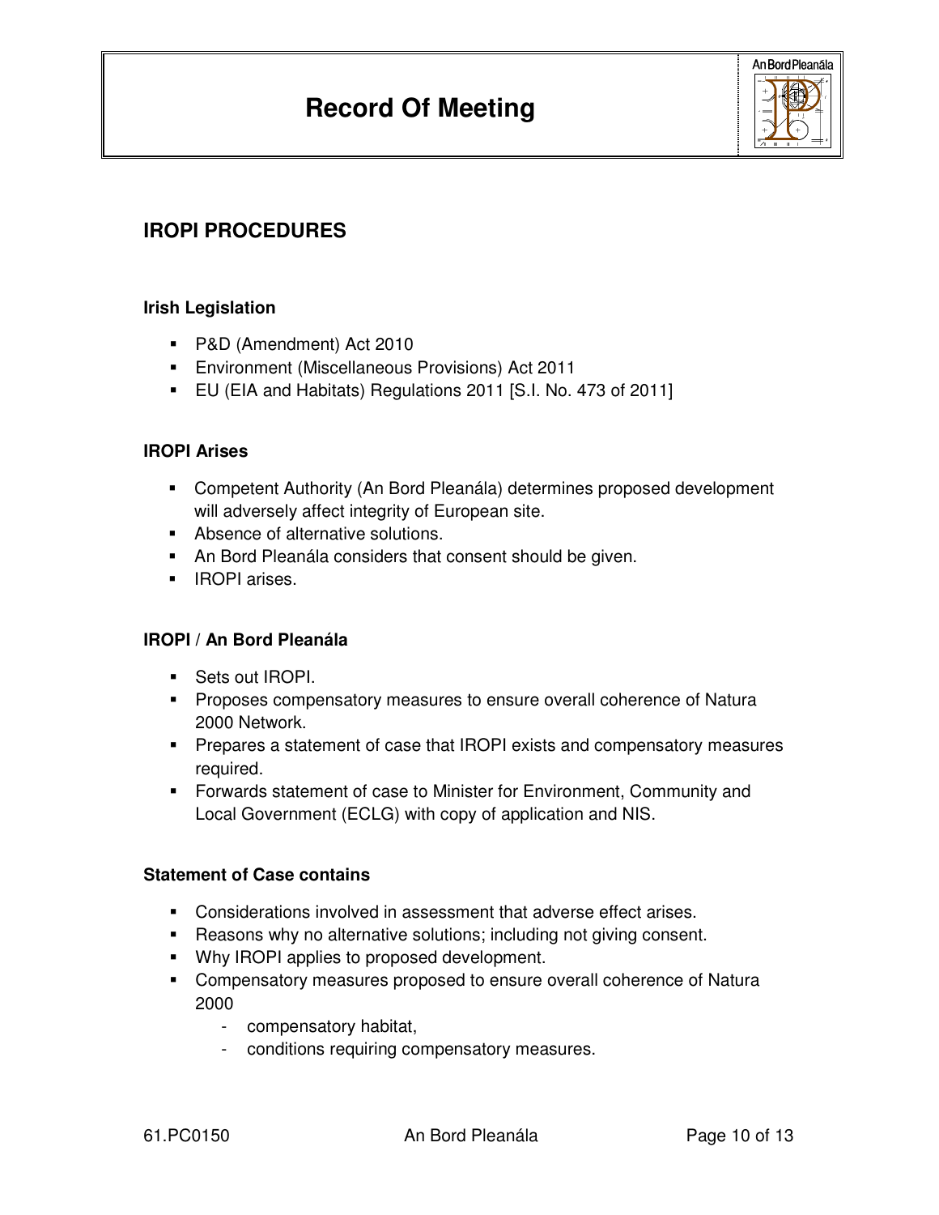# IROPI PROCEDURES

### Irish Legislation

- P&D (Amendment) Act 2010
- Environment (Miscellaneous Provisions) Act 2011
- EU (EIA and Habitats) Regulations 2011 [S.I. No. 473 of 2011]

### IROPI Arises

- Competent Authority (An Bord Pleanála) determines proposed development will adversely affect integrity of European site.
- Absence of alternative solutions.
- An Bord Pleanála considers that consent should be given.
- IROPI arises.

### IROPI / An Bord Pleanála

- Sets out IROPI.
- Proposes compensatory measures to ensure overall coherence of Natura 2000 Network.
- Prepares a statement of case that IROPI exists and compensatory measures required.
- Forwards statement of case to Minister for Environment, Community and Local Government (ECLG) with copy of application and NIS.

### Statement of Case contains

- Considerations involved in assessment that adverse effect arises.
- Reasons why no alternative solutions; including not giving consent.
- Why IROPI applies to proposed development.
- Compensatory measures proposed to ensure overall coherence of Natura 2000
    - compensatory habitat,
    - conditions requiring compensatory measures.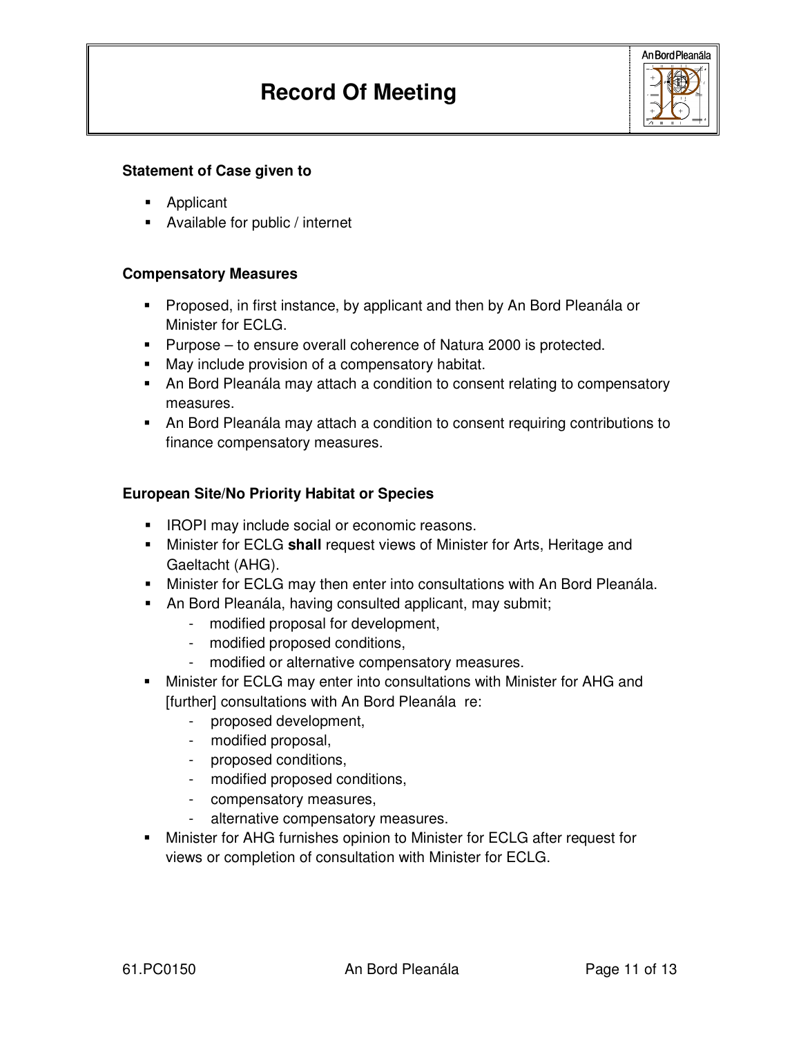# Record Of Meeting

**Statement of Case given to**

- Applicant
- Available for public / internet

**Compensatory Measures**

- Proposed, in first instance, by applicant and then by An Bord Pleanála or Minister for ECLG.
- Purpose – to ensure overall coherence of Natura 2000 is protected.
- May include provision of a compensatory habitat.
- An Bord Pleanála may attach a condition to consent relating to compensatory measures.
- An Bord Pleanála may attach a condition to consent requiring contributions to finance compensatory measures.

**European Site/No Priority Habitat or Species**

- IROPI may include social or economic reasons.
- Minister for ECLG **shall** request views of Minister for Arts, Heritage and Gaeltacht (AHG).
- Minister for ECLG may then enter into consultations with An Bord Pleanála.
- An Bord Pleanála, having consulted applicant, may submit;
  - modified proposal for development,
  - modified proposed conditions,
  - modified or alternative compensatory measures.
- Minister for ECLG may enter into consultations with Minister for AHG and [further] consultations with An Bord Pleanála re:
  - proposed development,
  - modified proposal,
  - proposed conditions,
  - modified proposed conditions,
  - compensatory measures,
  - alternative compensatory measures.
- Minister for AHG furnishes opinion to Minister for ECLG after request for views or completion of consultation with Minister for ECLG.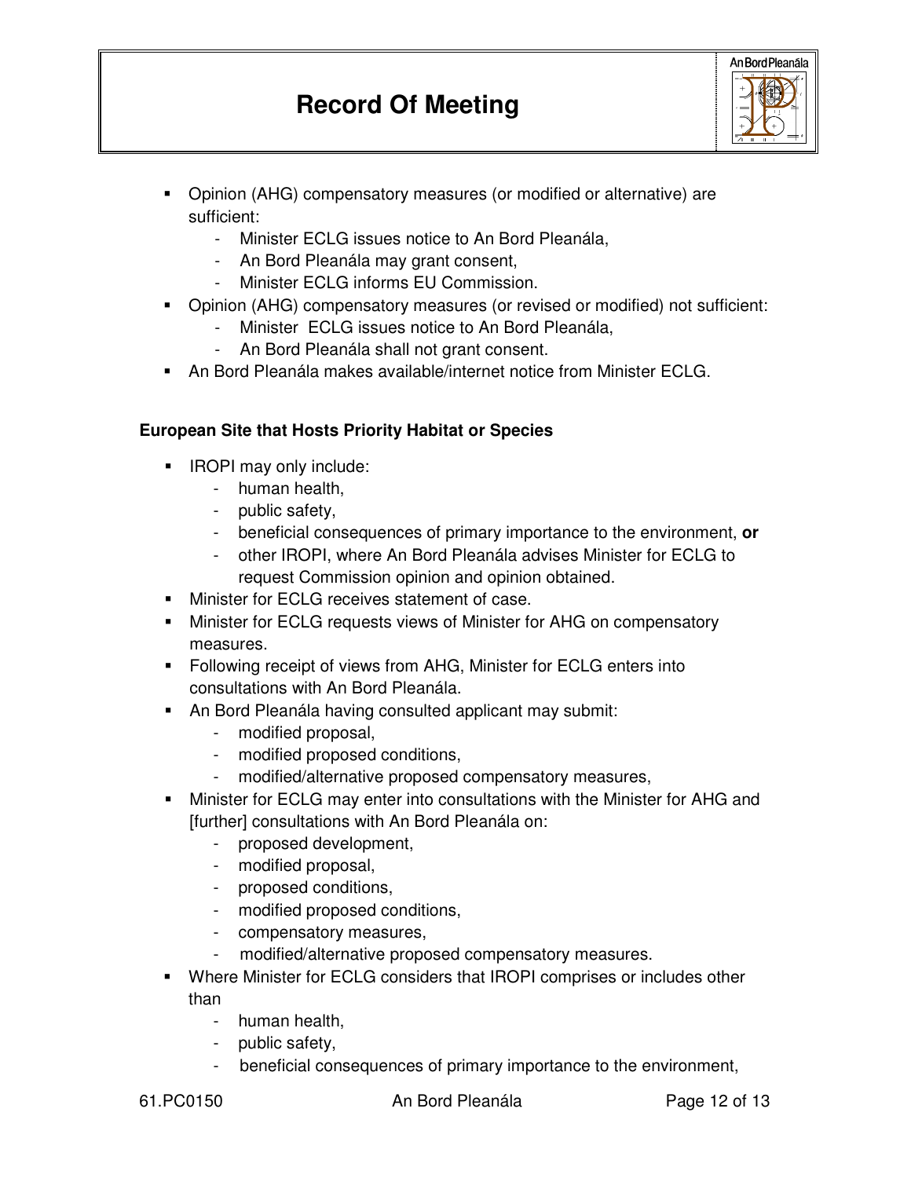- Opinion (AHG) compensatory measures (or modified or alternative) are sufficient:
  - Minister ECLG issues notice to An Bord Pleanála,
  - An Bord Pleanála may grant consent,
  - Minister ECLG informs EU Commission.
- Opinion (AHG) compensatory measures (or revised or modified) not sufficient:
  - Minister ECLG issues notice to An Bord Pleanála,
  - An Bord Pleanála shall not grant consent.
- An Bord Pleanála makes available/internet notice from Minister ECLG.

**European Site that Hosts Priority Habitat or Species**

- IROPI may only include:
  - human health,
  - public safety,
  - beneficial consequences of primary importance to the environment, **or**
  - other IROPI, where An Bord Pleanála advises Minister for ECLG to request Commission opinion and opinion obtained.
- Minister for ECLG receives statement of case.
- Minister for ECLG requests views of Minister for AHG on compensatory measures.
- Following receipt of views from AHG, Minister for ECLG enters into consultations with An Bord Pleanála.
- An Bord Pleanála having consulted applicant may submit:
  - modified proposal,
  - modified proposed conditions,
  - modified/alternative proposed compensatory measures,
- Minister for ECLG may enter into consultations with the Minister for AHG and [further] consultations with An Bord Pleanála on:
  - proposed development,
  - modified proposal,
  - proposed conditions,
  - modified proposed conditions,
  - compensatory measures,
  - modified/alternative proposed compensatory measures.
- Where Minister for ECLG considers that IROPI comprises or includes other than
  - human health,
  - public safety,
  - beneficial consequences of primary importance to the environment,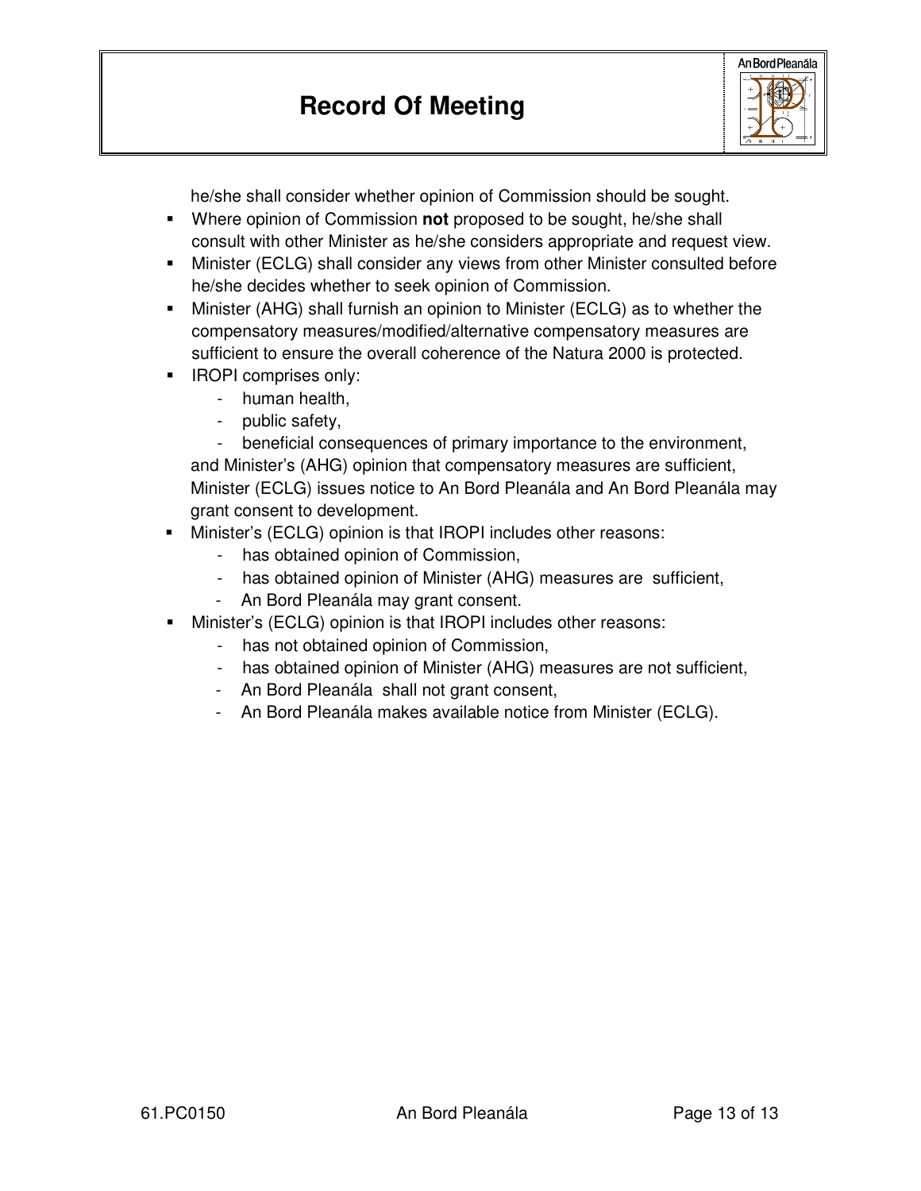he/she shall consider whether opinion of Commission should be sought.

- Where opinion of Commission **not** proposed to be sought, he/she shall consult with other Minister as he/she considers appropriate and request view.
- Minister (ECLG) shall consider any views from other Minister consulted before he/she decides whether to seek opinion of Commission.
- Minister (AHG) shall furnish an opinion to Minister (ECLG) as to whether the compensatory measures/modified/alternative compensatory measures are sufficient to ensure the overall coherence of the Natura 2000 is protected.
- IROPI comprises only:
  - human health,
  - public safety,
  - beneficial consequences of primary importance to the environment,

  and Minister's (AHG) opinion that compensatory measures are sufficient, Minister (ECLG) issues notice to An Bord Pleanála and An Bord Pleanála may grant consent to development.
- Minister's (ECLG) opinion is that IROPI includes other reasons:
  - has obtained opinion of Commission,
  - has obtained opinion of Minister (AHG) measures are sufficient,
  - An Bord Pleanála may grant consent.
- Minister's (ECLG) opinion is that IROPI includes other reasons:
  - has not obtained opinion of Commission,
  - has obtained opinion of Minister (AHG) measures are not sufficient,
  - An Bord Pleanála shall not grant consent,
  - An Bord Pleanála makes available notice from Minister (ECLG).